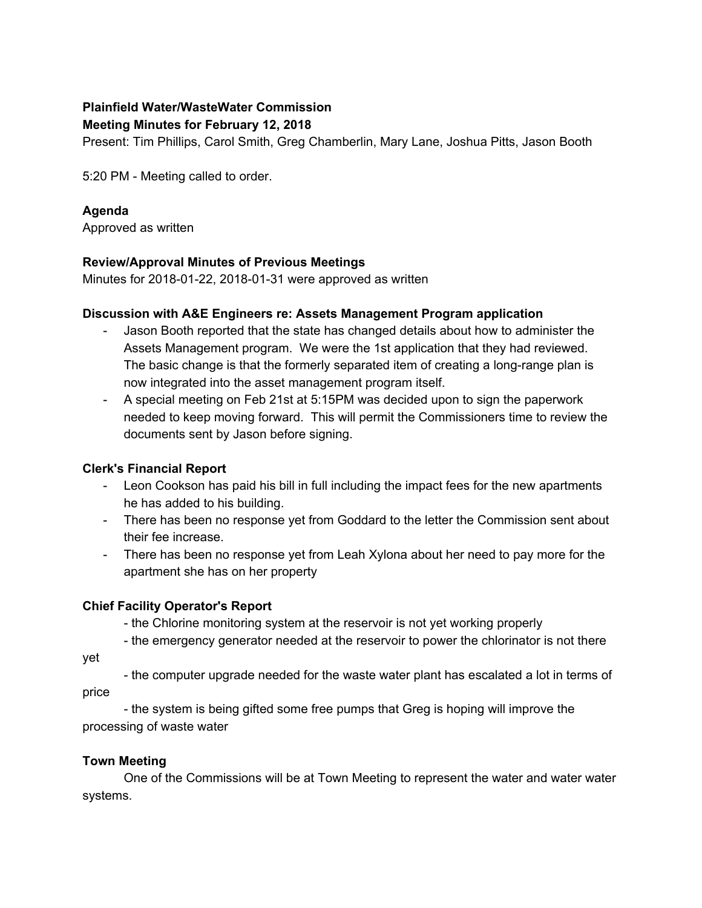**Plainfield Water/WasteWater Commission**
**Meeting Minutes for February 12, 2018**
Present: Tim Phillips, Carol Smith, Greg Chamberlin, Mary Lane, Joshua Pitts, Jason Booth

5:20 PM - Meeting called to order.

**Agenda**
Approved as written

**Review/Approval Minutes of Previous Meetings**
Minutes for 2018-01-22, 2018-01-31 were approved as written

**Discussion with A&E Engineers re: Assets Management Program application**

- Jason Booth reported that the state has changed details about how to administer the Assets Management program. We were the 1st application that they had reviewed. The basic change is that the formerly separated item of creating a long-range plan is now integrated into the asset management program itself.
- A special meeting on Feb 21st at 5:15PM was decided upon to sign the paperwork needed to keep moving forward. This will permit the Commissioners time to review the documents sent by Jason before signing.

**Clerk's Financial Report**

- Leon Cookson has paid his bill in full including the impact fees for the new apartments he has added to his building.
- There has been no response yet from Goddard to the letter the Commission sent about their fee increase.
- There has been no response yet from Leah Xylona about her need to pay more for the apartment she has on her property

**Chief Facility Operator's Report**

- the Chlorine monitoring system at the reservoir is not yet working properly
- the emergency generator needed at the reservoir to power the chlorinator is not there yet
- the computer upgrade needed for the waste water plant has escalated a lot in terms of price
- the system is being gifted some free pumps that Greg is hoping will improve the processing of waste water

**Town Meeting**

One of the Commissions will be at Town Meeting to represent the water and water water systems.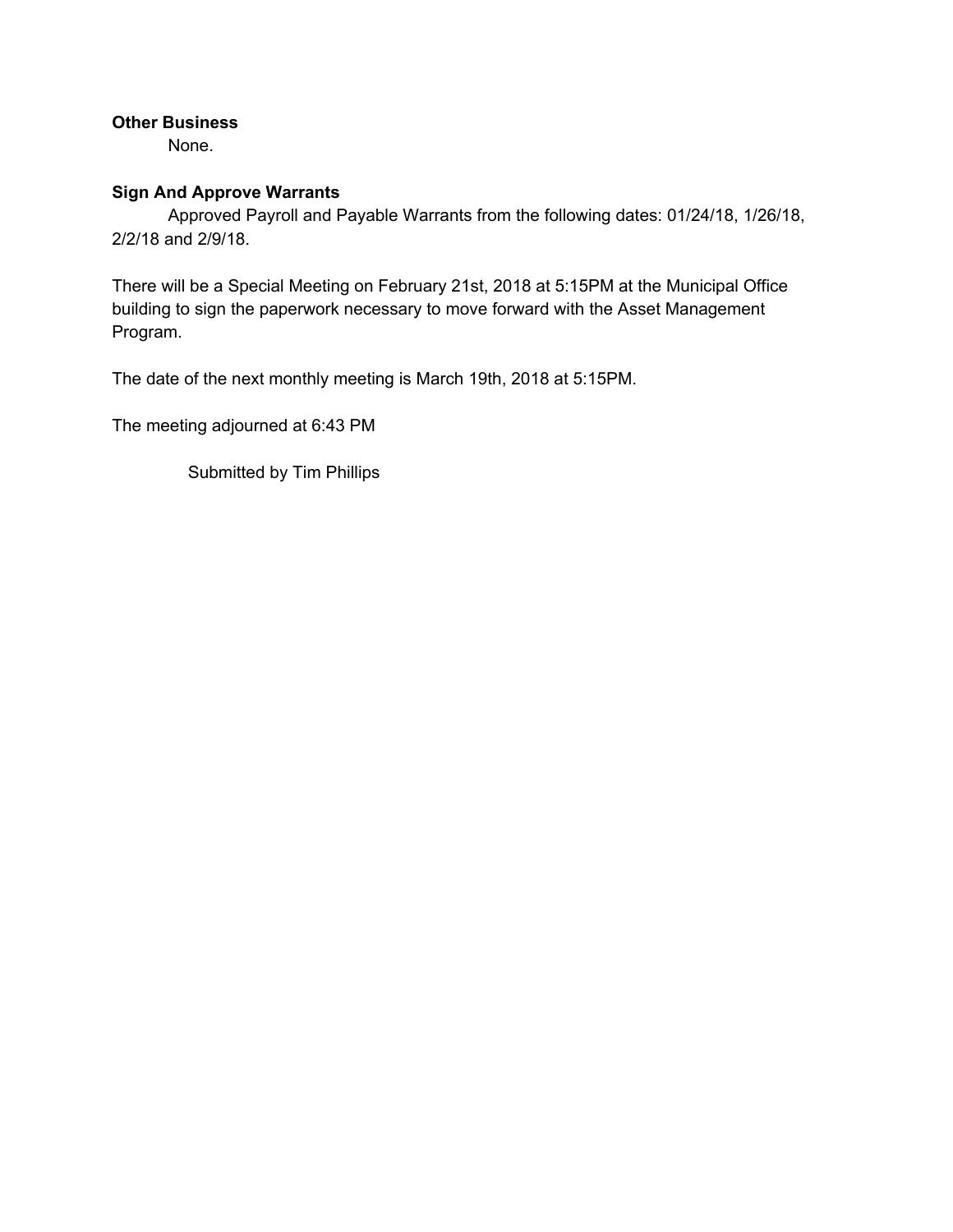**Other Business**

None.

**Sign And Approve Warrants**

Approved Payroll and Payable Warrants from the following dates: 01/24/18, 1/26/18, 2/2/18 and 2/9/18.

There will be a Special Meeting on February 21st, 2018 at 5:15PM at the Municipal Office building to sign the paperwork necessary to move forward with the Asset Management Program.

The date of the next monthly meeting is March 19th, 2018 at 5:15PM.

The meeting adjourned at 6:43 PM

Submitted by Tim Phillips